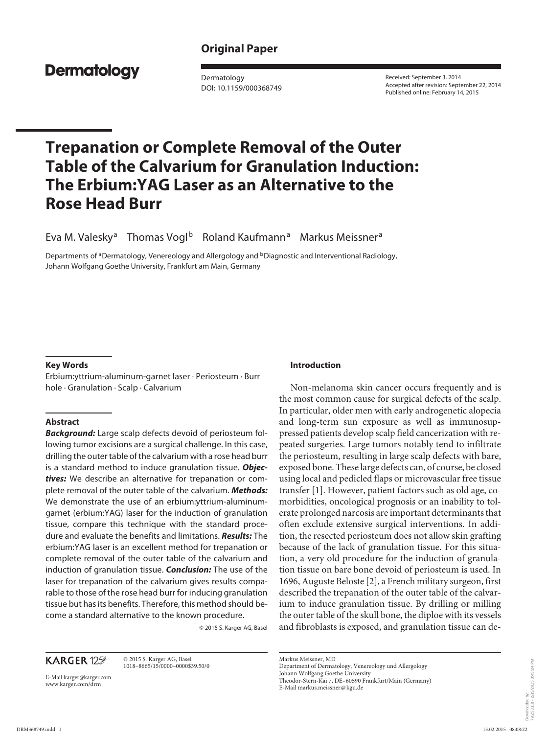Original Paper

Dermatology

Dermatology
DOI: 10.1159/000368749

Received: September 3, 2014
Accepted after revision: September 22, 2014
Published online: February 14, 2015

# Trepanation or Complete Removal of the Outer Table of the Calvarium for Granulation Induction: The Erbium:YAG Laser as an Alternative to the Rose Head Burr

Eva M. Valesky[a] Thomas Vogl[b] Roland Kaufmann[a] Markus Meissner[a]

Departments of [a]Dermatology, Venereology and Allergology and [b]Diagnostic and Interventional Radiology, Johann Wolfgang Goethe University, Frankfurt am Main, Germany

### Key Words

Erbium:yttrium-aluminum-garnet laser · Periosteum · Burr hole · Granulation · Scalp · Calvarium

### Abstract

***Background:*** Large scalp defects devoid of periosteum following tumor excisions are a surgical challenge. In this case, drilling the outer table of the calvarium with a rose head burr is a standard method to induce granulation tissue. ***Objectives:*** We describe an alternative for trepanation or complete removal of the outer table of the calvarium. ***Methods:*** We demonstrate the use of an erbium:yttrium-aluminum-garnet (erbium:YAG) laser for the induction of granulation tissue, compare this technique with the standard procedure and evaluate the benefits and limitations. ***Results:*** The erbium:YAG laser is an excellent method for trepanation or complete removal of the outer table of the calvarium and induction of granulation tissue. ***Conclusion:*** The use of the laser for trepanation of the calvarium gives results comparable to those of the rose head burr for inducing granulation tissue but has its benefits. Therefore, this method should become a standard alternative to the known procedure.

© 2015 S. Karger AG, Basel

## Introduction

Non-melanoma skin cancer occurs frequently and is the most common cause for surgical defects of the scalp. In particular, older men with early androgenetic alopecia and long-term sun exposure as well as immunosuppressed patients develop scalp field cancerization with repeated surgeries. Large tumors notably tend to infiltrate the periosteum, resulting in large scalp defects with bare, exposed bone. These large defects can, of course, be closed using local and pedicled flaps or microvascular free tissue transfer [1]. However, patient factors such as old age, comorbidities, oncological prognosis or an inability to tolerate prolonged narcosis are important determinants that often exclude extensive surgical interventions. In addition, the resected periosteum does not allow skin grafting because of the lack of granulation tissue. For this situation, a very old procedure for the induction of granulation tissue on bare bone devoid of periosteum is used. In 1696, Auguste Beloste [2], a French military surgeon, first described the trepanation of the outer table of the calvarium to induce granulation tissue. By drilling or milling the outer table of the skull bone, the diploe with its vessels and fibroblasts is exposed, and granulation tissue can de-

KARGER

© 2015 S. Karger AG, Basel
1018–8665/15/0000–0000$39.50/0

E-Mail karger@karger.com
www.karger.com/drm

Markus Meissner, MD
Department of Dermatology, Venereology und Allergology
Johann Wolfgang Goethe University
Theodor-Stern-Kai 7, DE–60590 Frankfurt/Main (Germany)
E-Mail markus.meissner@kgu.de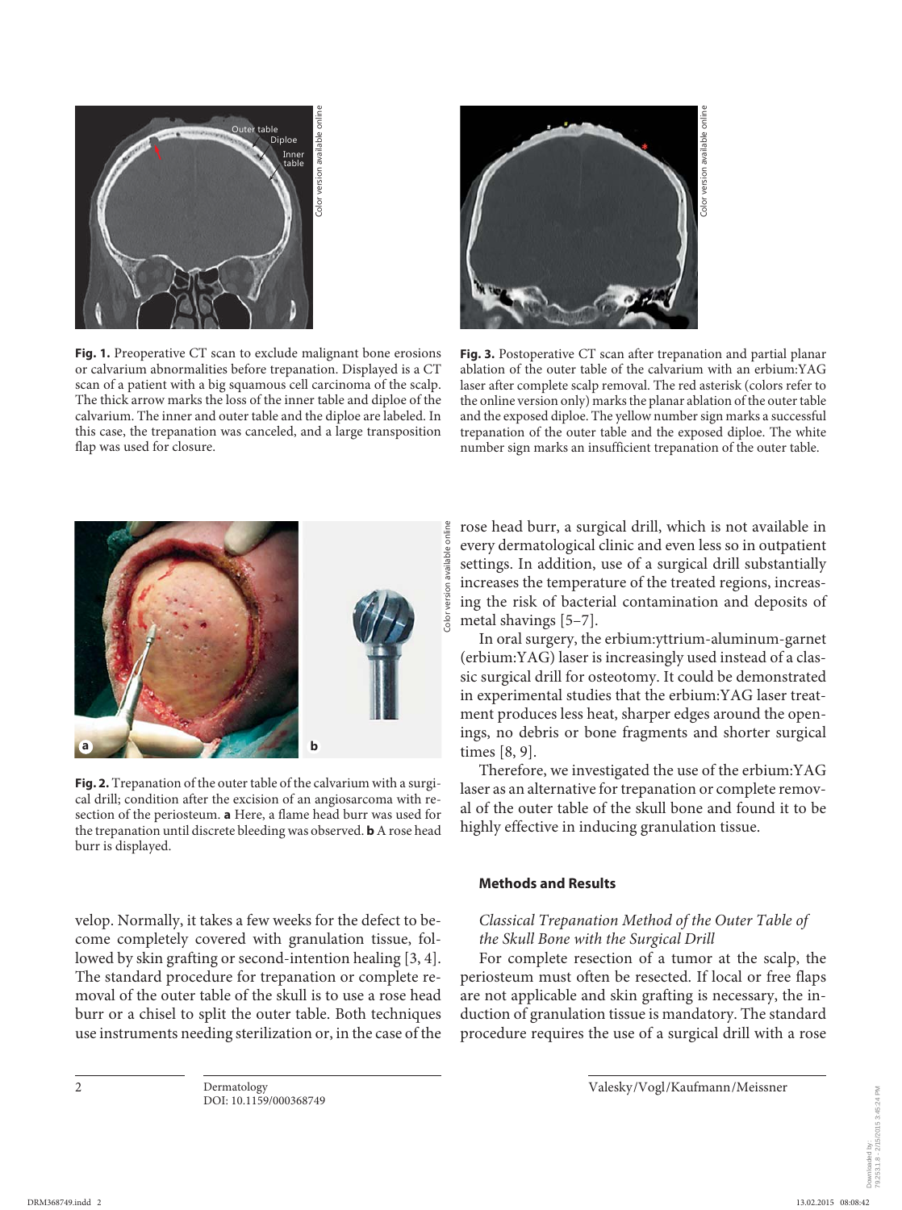Fig. 1. Preoperative CT scan to exclude malignant bone erosions or calvarium abnormalities before trepanation. Displayed is a CT scan of a patient with a big squamous cell carcinoma of the scalp. The thick arrow marks the loss of the inner table and diploe of the calvarium. The inner and outer table and the diploe are labeled. In this case, the trepanation was canceled, and a large transposition flap was used for closure.

Fig. 3. Postoperative CT scan after trepanation and partial planar ablation of the outer table of the calvarium with an erbium:YAG laser after complete scalp removal. The red asterisk (colors refer to the online version only) marks the planar ablation of the outer table and the exposed diploe. The yellow number sign marks a successful trepanation of the outer table and the exposed diploe. The white number sign marks an insufficient trepanation of the outer table.

Fig. 2. Trepanation of the outer table of the calvarium with a surgical drill; condition after the excision of an angiosarcoma with resection of the periosteum. **a** Here, a flame head burr was used for the trepanation until discrete bleeding was observed. **b** A rose head burr is displayed.

velop. Normally, it takes a few weeks for the defect to become completely covered with granulation tissue, followed by skin grafting or second-intention healing [3, 4]. The standard procedure for trepanation or complete removal of the outer table of the skull is to use a rose head burr or a chisel to split the outer table. Both techniques use instruments needing sterilization or, in the case of the rose head burr, a surgical drill, which is not available in every dermatological clinic and even less so in outpatient settings. In addition, use of a surgical drill substantially increases the temperature of the treated regions, increasing the risk of bacterial contamination and deposits of metal shavings [5–7].

In oral surgery, the erbium:yttrium-aluminum-garnet (erbium:YAG) laser is increasingly used instead of a classic surgical drill for osteotomy. It could be demonstrated in experimental studies that the erbium:YAG laser treatment produces less heat, sharper edges around the openings, no debris or bone fragments and shorter surgical times [8, 9].

Therefore, we investigated the use of the erbium:YAG laser as an alternative for trepanation or complete removal of the outer table of the skull bone and found it to be highly effective in inducing granulation tissue.

## Methods and Results

### *Classical Trepanation Method of the Outer Table of the Skull Bone with the Surgical Drill*

For complete resection of a tumor at the scalp, the periosteum must often be resected. If local or free flaps are not applicable and skin grafting is necessary, the induction of granulation tissue is mandatory. The standard procedure requires the use of a surgical drill with a rose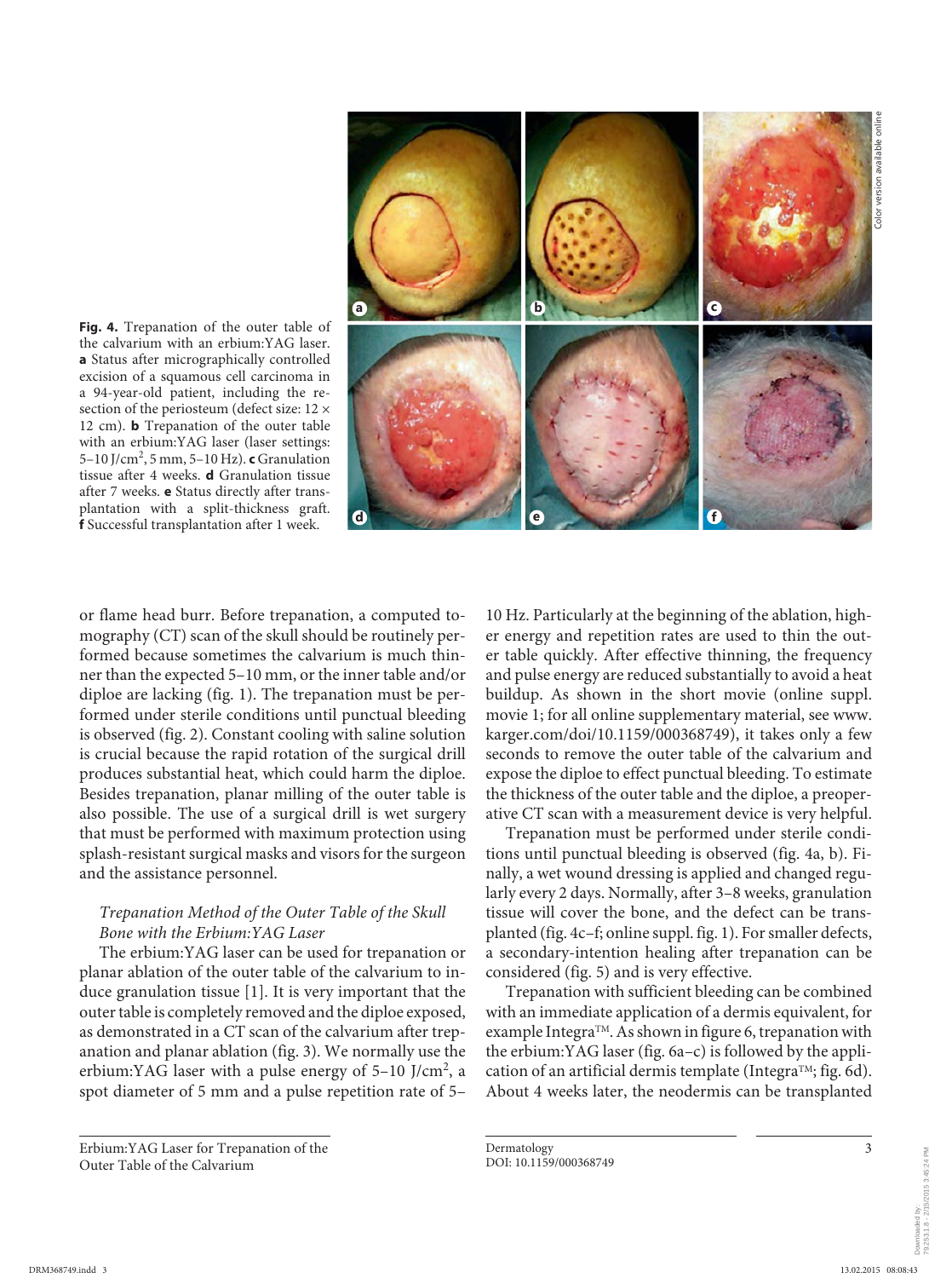**Fig. 4.** Trepanation of the outer table of the calvarium with an erbium:YAG laser. **a** Status after micrographically controlled excision of a squamous cell carcinoma in a 94-year-old patient, including the resection of the periosteum (defect size: 12 × 12 cm). **b** Trepanation of the outer table with an erbium:YAG laser (laser settings: 5–10 J/cm$^2$, 5 mm, 5–10 Hz). **c** Granulation tissue after 4 weeks. **d** Granulation tissue after 7 weeks. **e** Status directly after transplantation with a split-thickness graft. **f** Successful transplantation after 1 week.

or flame head burr. Before trepanation, a computed tomography (CT) scan of the skull should be routinely performed because sometimes the calvarium is much thinner than the expected 5–10 mm, or the inner table and/or diploe are lacking (fig. 1). The trepanation must be performed under sterile conditions until punctual bleeding is observed (fig. 2). Constant cooling with saline solution is crucial because the rapid rotation of the surgical drill produces substantial heat, which could harm the diploe. Besides trepanation, planar milling of the outer table is also possible. The use of a surgical drill is wet surgery that must be performed with maximum protection using splash-resistant surgical masks and visors for the surgeon and the assistance personnel.

### *Trepanation Method of the Outer Table of the Skull Bone with the Erbium:YAG Laser*

The erbium:YAG laser can be used for trepanation or planar ablation of the outer table of the calvarium to induce granulation tissue [1]. It is very important that the outer table is completely removed and the diploe exposed, as demonstrated in a CT scan of the calvarium after trepanation and planar ablation (fig. 3). We normally use the erbium:YAG laser with a pulse energy of 5–10 J/cm$^2$, a spot diameter of 5 mm and a pulse repetition rate of 5–10 Hz. Particularly at the beginning of the ablation, higher energy and repetition rates are used to thin the outer table quickly. After effective thinning, the frequency and pulse energy are reduced substantially to avoid a heat buildup. As shown in the short movie (online suppl. movie 1; for all online supplementary material, see www.karger.com/doi/10.1159/000368749), it takes only a few seconds to remove the outer table of the calvarium and expose the diploe to effect punctual bleeding. To estimate the thickness of the outer table and the diploe, a preoperative CT scan with a measurement device is very helpful.

Trepanation must be performed under sterile conditions until punctual bleeding is observed (fig. 4a, b). Finally, a wet wound dressing is applied and changed regularly every 2 days. Normally, after 3–8 weeks, granulation tissue will cover the bone, and the defect can be transplanted (fig. 4c–f; online suppl. fig. 1). For smaller defects, a secondary-intention healing after trepanation can be considered (fig. 5) and is very effective.

Trepanation with sufficient bleeding can be combined with an immediate application of a dermis equivalent, for example Integra™. As shown in figure 6, trepanation with the erbium:YAG laser (fig. 6a–c) is followed by the application of an artificial dermis template (Integra™; fig. 6d). About 4 weeks later, the neodermis can be transplanted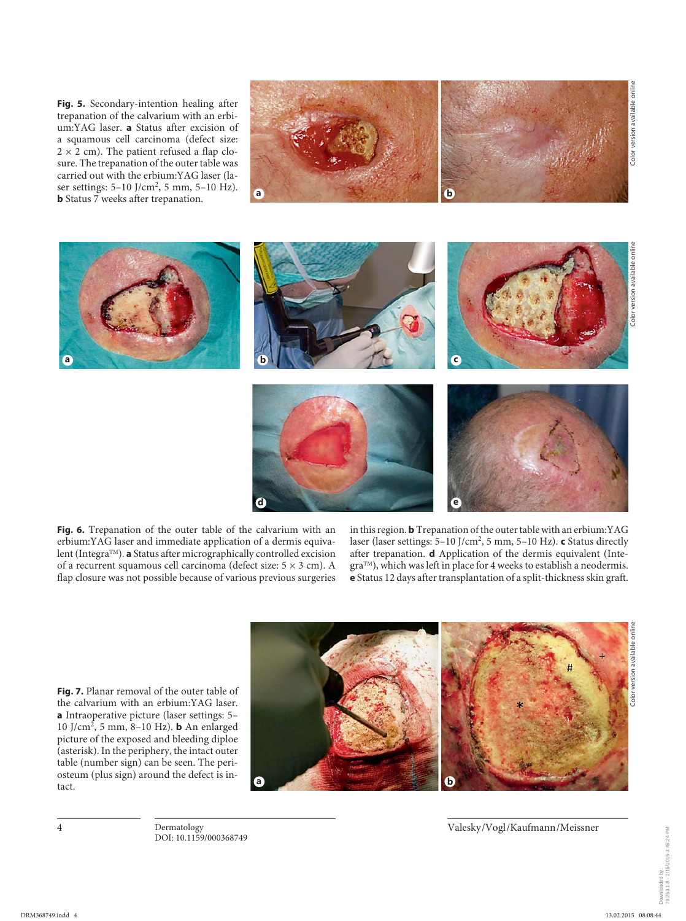**Fig. 5.** Secondary-intention healing after trepanation of the calvarium with an erbium:YAG laser. **a** Status after excision of a squamous cell carcinoma (defect size: 2 × 2 cm). The patient refused a flap closure. The trepanation of the outer table was carried out with the erbium:YAG laser (laser settings: 5–10 J/cm$^2$, 5 mm, 5–10 Hz). **b** Status 7 weeks after trepanation.

**Fig. 6.** Trepanation of the outer table of the calvarium with an erbium:YAG laser and immediate application of a dermis equivalent (Integra™). **a** Status after micrographically controlled excision of a recurrent squamous cell carcinoma (defect size: 5 × 3 cm). A flap closure was not possible because of various previous surgeries in this region. **b** Trepanation of the outer table with an erbium:YAG laser (laser settings: 5–10 J/cm$^2$, 5 mm, 5–10 Hz). **c** Status directly after trepanation. **d** Application of the dermis equivalent (Integra™), which was left in place for 4 weeks to establish a neodermis. **e** Status 12 days after transplantation of a split-thickness skin graft.

**Fig. 7.** Planar removal of the outer table of the calvarium with an erbium:YAG laser. **a** Intraoperative picture (laser settings: 5–10 J/cm$^2$, 5 mm, 8–10 Hz). **b** An enlarged picture of the exposed and bleeding diploe (asterisk). In the periphery, the intact outer table (number sign) can be seen. The periosteum (plus sign) around the defect is intact.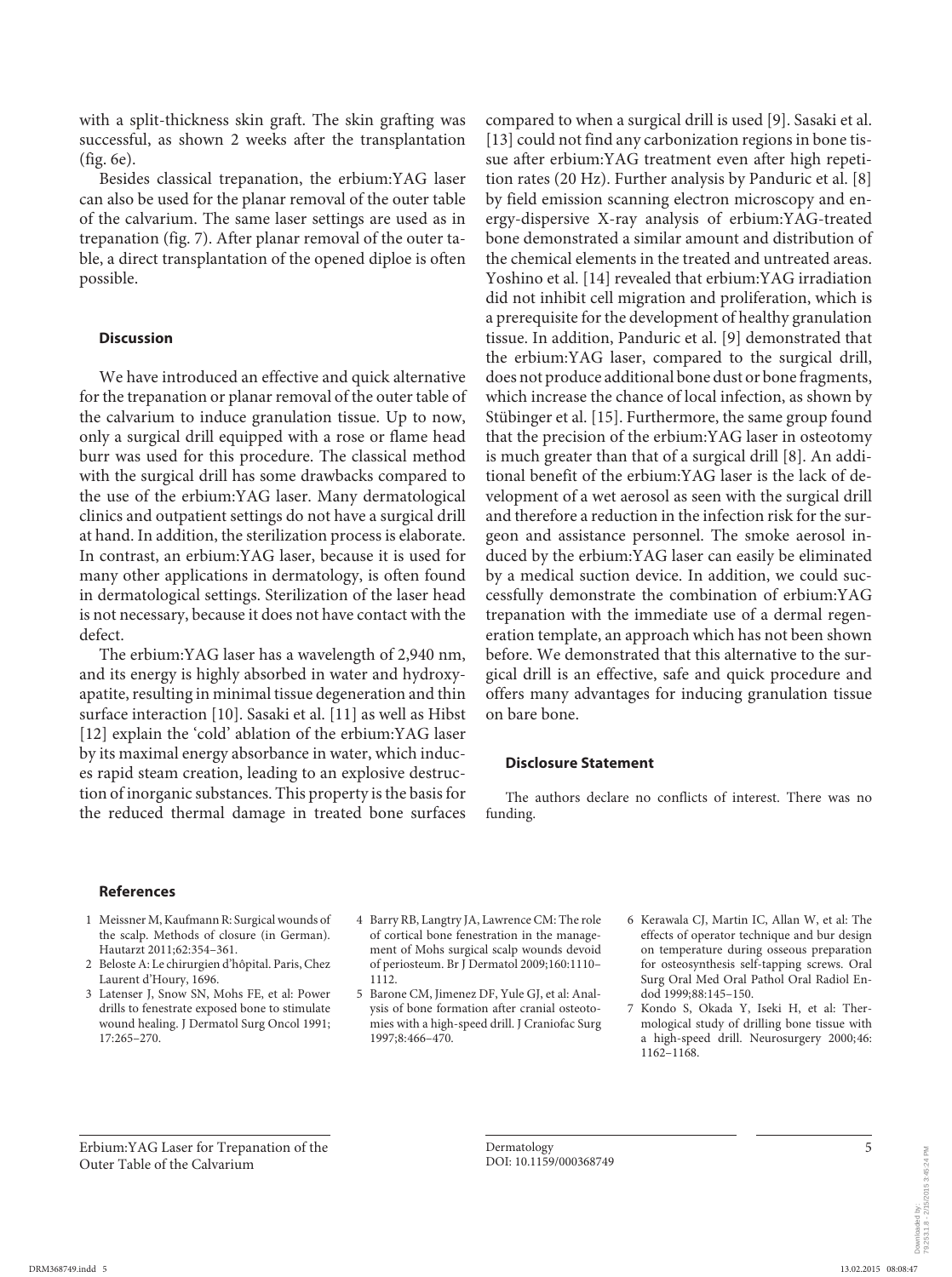with a split-thickness skin graft. The skin grafting was successful, as shown 2 weeks after the transplantation (fig. 6e).

Besides classical trepanation, the erbium:YAG laser can also be used for the planar removal of the outer table of the calvarium. The same laser settings are used as in trepanation (fig. 7). After planar removal of the outer table, a direct transplantation of the opened diploe is often possible.

## Discussion

We have introduced an effective and quick alternative for the trepanation or planar removal of the outer table of the calvarium to induce granulation tissue. Up to now, only a surgical drill equipped with a rose or flame head burr was used for this procedure. The classical method with the surgical drill has some drawbacks compared to the use of the erbium:YAG laser. Many dermatological clinics and outpatient settings do not have a surgical drill at hand. In addition, the sterilization process is elaborate. In contrast, an erbium:YAG laser, because it is used for many other applications in dermatology, is often found in dermatological settings. Sterilization of the laser head is not necessary, because it does not have contact with the defect.

The erbium:YAG laser has a wavelength of 2,940 nm, and its energy is highly absorbed in water and hydroxyapatite, resulting in minimal tissue degeneration and thin surface interaction [10]. Sasaki et al. [11] as well as Hibst [12] explain the 'cold' ablation of the erbium:YAG laser by its maximal energy absorbance in water, which induces rapid steam creation, leading to an explosive destruction of inorganic substances. This property is the basis for the reduced thermal damage in treated bone surfaces compared to when a surgical drill is used [9]. Sasaki et al. [13] could not find any carbonization regions in bone tissue after erbium:YAG treatment even after high repetition rates (20 Hz). Further analysis by Panduric et al. [8] by field emission scanning electron microscopy and energy-dispersive X-ray analysis of erbium:YAG-treated bone demonstrated a similar amount and distribution of the chemical elements in the treated and untreated areas. Yoshino et al. [14] revealed that erbium:YAG irradiation did not inhibit cell migration and proliferation, which is a prerequisite for the development of healthy granulation tissue. In addition, Panduric et al. [9] demonstrated that the erbium:YAG laser, compared to the surgical drill, does not produce additional bone dust or bone fragments, which increase the chance of local infection, as shown by Stübinger et al. [15]. Furthermore, the same group found that the precision of the erbium:YAG laser in osteotomy is much greater than that of a surgical drill [8]. An additional benefit of the erbium:YAG laser is the lack of development of a wet aerosol as seen with the surgical drill and therefore a reduction in the infection risk for the surgeon and assistance personnel. The smoke aerosol induced by the erbium:YAG laser can easily be eliminated by a medical suction device. In addition, we could successfully demonstrate the combination of erbium:YAG trepanation with the immediate use of a dermal regeneration template, an approach which has not been shown before. We demonstrated that this alternative to the surgical drill is an effective, safe and quick procedure and offers many advantages for inducing granulation tissue on bare bone.

## Disclosure Statement

The authors declare no conflicts of interest. There was no funding.

## References

1. Meissner M, Kaufmann R: Surgical wounds of the scalp. Methods of closure (in German). Hautarzt 2011;62:354–361.
2. Beloste A: Le chirurgien d'hôpital. Paris, Chez Laurent d'Houry, 1696.
3. Latenser J, Snow SN, Mohs FE, et al: Power drills to fenestrate exposed bone to stimulate wound healing. J Dermatol Surg Oncol 1991; 17:265–270.
4. Barry RB, Langtry JA, Lawrence CM: The role of cortical bone fenestration in the management of Mohs surgical scalp wounds devoid of periosteum. Br J Dermatol 2009;160:1110–1112.
5. Barone CM, Jimenez DF, Yule GJ, et al: Analysis of bone formation after cranial osteotomies with a high-speed drill. J Craniofac Surg 1997;8:466–470.
6. Kerawala CJ, Martin IC, Allan W, et al: The effects of operator technique and bur design on temperature during osseous preparation for osteosynthesis self-tapping screws. Oral Surg Oral Med Oral Pathol Oral Radiol Endod 1999;88:145–150.
7. Kondo S, Okada Y, Iseki H, et al: Thermological study of drilling bone tissue with a high-speed drill. Neurosurgery 2000;46: 1162–1168.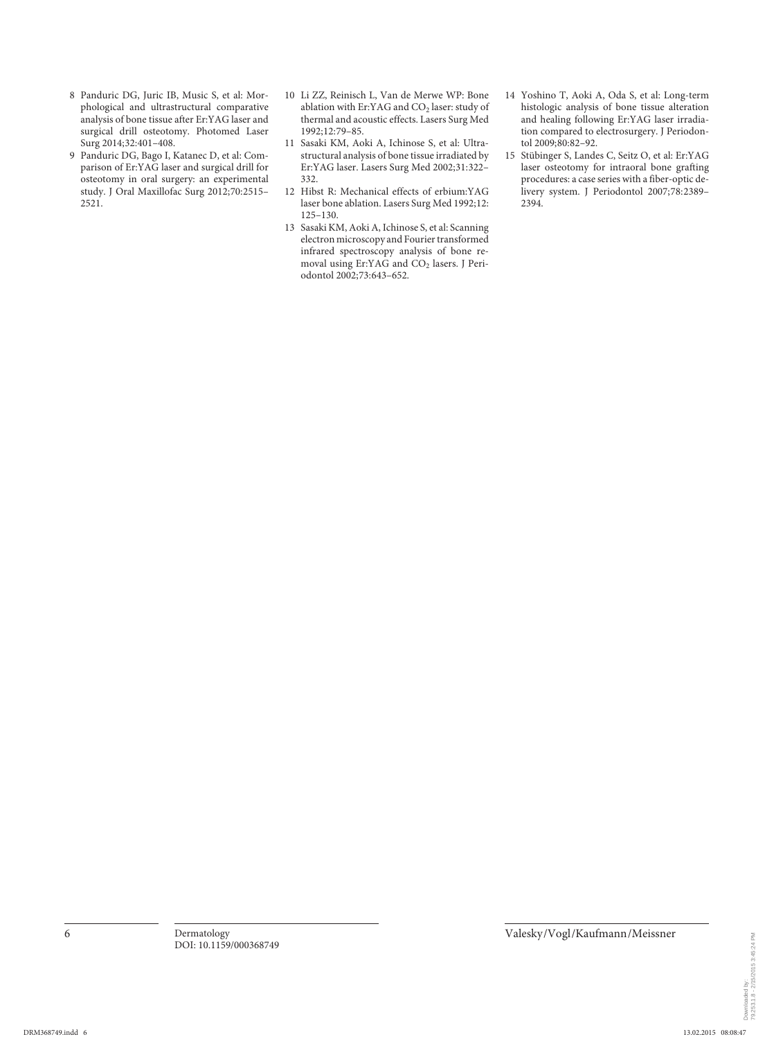8 Panduric DG, Juric IB, Music S, et al: Morphological and ultrastructural comparative analysis of bone tissue after Er:YAG laser and surgical drill osteotomy. Photomed Laser Surg 2014;32:401–408.

9 Panduric DG, Bago I, Katanec D, et al: Comparison of Er:YAG laser and surgical drill for osteotomy in oral surgery: an experimental study. J Oral Maxillofac Surg 2012;70:2515–2521.

10 Li ZZ, Reinisch L, Van de Merwe WP: Bone ablation with Er:YAG and $CO_2$ laser: study of thermal and acoustic effects. Lasers Surg Med 1992;12:79–85.

11 Sasaki KM, Aoki A, Ichinose S, et al: Ultrastructural analysis of bone tissue irradiated by Er:YAG laser. Lasers Surg Med 2002;31:322–332.

12 Hibst R: Mechanical effects of erbium:YAG laser bone ablation. Lasers Surg Med 1992;12:125–130.

13 Sasaki KM, Aoki A, Ichinose S, et al: Scanning electron microscopy and Fourier transformed infrared spectroscopy analysis of bone removal using Er:YAG and $CO_2$ lasers. J Periodontol 2002;73:643–652.

14 Yoshino T, Aoki A, Oda S, et al: Long-term histologic analysis of bone tissue alteration and healing following Er:YAG laser irradiation compared to electrosurgery. J Periodontol 2009;80:82–92.

15 Stübinger S, Landes C, Seitz O, et al: Er:YAG laser osteotomy for intraoral bone grafting procedures: a case series with a fiber-optic delivery system. J Periodontol 2007;78:2389–2394.